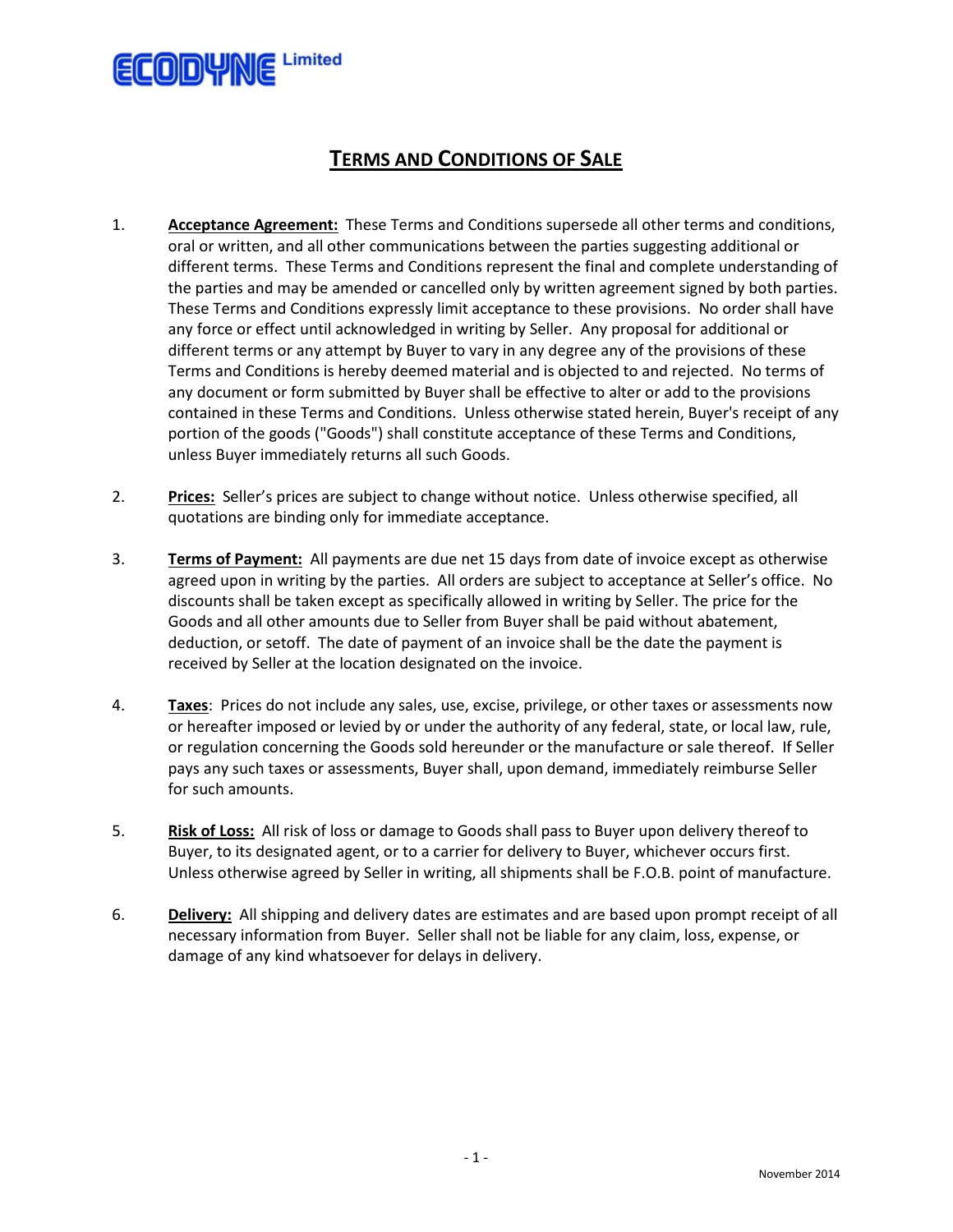ECODYNE Limited

# TERMS AND CONDITIONS OF SALE

1. **Acceptance Agreement:** These Terms and Conditions supersede all other terms and conditions, oral or written, and all other communications between the parties suggesting additional or different terms. These Terms and Conditions represent the final and complete understanding of the parties and may be amended or cancelled only by written agreement signed by both parties. These Terms and Conditions expressly limit acceptance to these provisions. No order shall have any force or effect until acknowledged in writing by Seller. Any proposal for additional or different terms or any attempt by Buyer to vary in any degree any of the provisions of these Terms and Conditions is hereby deemed material and is objected to and rejected. No terms of any document or form submitted by Buyer shall be effective to alter or add to the provisions contained in these Terms and Conditions. Unless otherwise stated herein, Buyer's receipt of any portion of the goods ("Goods") shall constitute acceptance of these Terms and Conditions, unless Buyer immediately returns all such Goods.

2. **Prices:** Seller's prices are subject to change without notice. Unless otherwise specified, all quotations are binding only for immediate acceptance.

3. **Terms of Payment:** All payments are due net 15 days from date of invoice except as otherwise agreed upon in writing by the parties. All orders are subject to acceptance at Seller's office. No discounts shall be taken except as specifically allowed in writing by Seller. The price for the Goods and all other amounts due to Seller from Buyer shall be paid without abatement, deduction, or setoff. The date of payment of an invoice shall be the date the payment is received by Seller at the location designated on the invoice.

4. **Taxes**: Prices do not include any sales, use, excise, privilege, or other taxes or assessments now or hereafter imposed or levied by or under the authority of any federal, state, or local law, rule, or regulation concerning the Goods sold hereunder or the manufacture or sale thereof. If Seller pays any such taxes or assessments, Buyer shall, upon demand, immediately reimburse Seller for such amounts.

5. **Risk of Loss:** All risk of loss or damage to Goods shall pass to Buyer upon delivery thereof to Buyer, to its designated agent, or to a carrier for delivery to Buyer, whichever occurs first. Unless otherwise agreed by Seller in writing, all shipments shall be F.O.B. point of manufacture.

6. **Delivery:** All shipping and delivery dates are estimates and are based upon prompt receipt of all necessary information from Buyer. Seller shall not be liable for any claim, loss, expense, or damage of any kind whatsoever for delays in delivery.

November 2014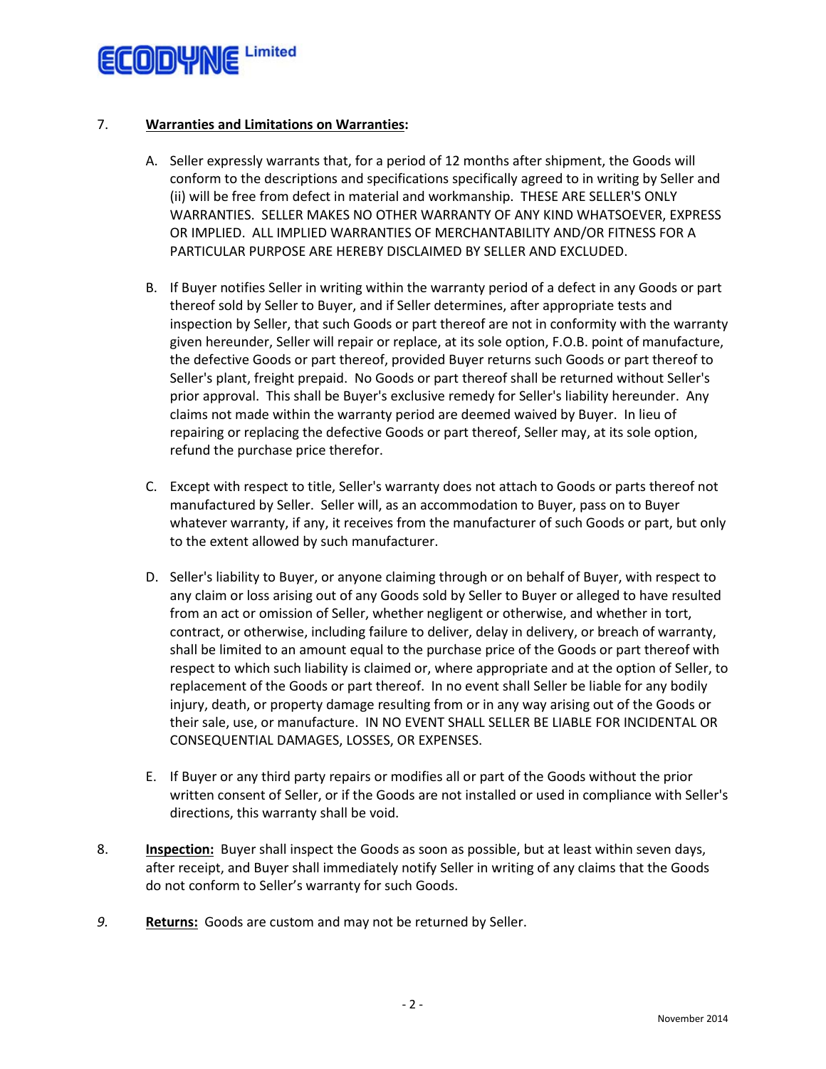7. **Warranties and Limitations on Warranties:**

   A. Seller expressly warrants that, for a period of 12 months after shipment, the Goods will conform to the descriptions and specifications specifically agreed to in writing by Seller and (ii) will be free from defect in material and workmanship. THESE ARE SELLER'S ONLY WARRANTIES. SELLER MAKES NO OTHER WARRANTY OF ANY KIND WHATSOEVER, EXPRESS OR IMPLIED. ALL IMPLIED WARRANTIES OF MERCHANTABILITY AND/OR FITNESS FOR A PARTICULAR PURPOSE ARE HEREBY DISCLAIMED BY SELLER AND EXCLUDED.

   B. If Buyer notifies Seller in writing within the warranty period of a defect in any Goods or part thereof sold by Seller to Buyer, and if Seller determines, after appropriate tests and inspection by Seller, that such Goods or part thereof are not in conformity with the warranty given hereunder, Seller will repair or replace, at its sole option, F.O.B. point of manufacture, the defective Goods or part thereof, provided Buyer returns such Goods or part thereof to Seller's plant, freight prepaid. No Goods or part thereof shall be returned without Seller's prior approval. This shall be Buyer's exclusive remedy for Seller's liability hereunder. Any claims not made within the warranty period are deemed waived by Buyer. In lieu of repairing or replacing the defective Goods or part thereof, Seller may, at its sole option, refund the purchase price therefor.

   C. Except with respect to title, Seller's warranty does not attach to Goods or parts thereof not manufactured by Seller. Seller will, as an accommodation to Buyer, pass on to Buyer whatever warranty, if any, it receives from the manufacturer of such Goods or part, but only to the extent allowed by such manufacturer.

   D. Seller's liability to Buyer, or anyone claiming through or on behalf of Buyer, with respect to any claim or loss arising out of any Goods sold by Seller to Buyer or alleged to have resulted from an act or omission of Seller, whether negligent or otherwise, and whether in tort, contract, or otherwise, including failure to deliver, delay in delivery, or breach of warranty, shall be limited to an amount equal to the purchase price of the Goods or part thereof with respect to which such liability is claimed or, where appropriate and at the option of Seller, to replacement of the Goods or part thereof. In no event shall Seller be liable for any bodily injury, death, or property damage resulting from or in any way arising out of the Goods or their sale, use, or manufacture. IN NO EVENT SHALL SELLER BE LIABLE FOR INCIDENTAL OR CONSEQUENTIAL DAMAGES, LOSSES, OR EXPENSES.

   E. If Buyer or any third party repairs or modifies all or part of the Goods without the prior written consent of Seller, or if the Goods are not installed or used in compliance with Seller's directions, this warranty shall be void.

8. **Inspection:** Buyer shall inspect the Goods as soon as possible, but at least within seven days, after receipt, and Buyer shall immediately notify Seller in writing of any claims that the Goods do not conform to Seller's warranty for such Goods.

*9.* **Returns:** Goods are custom and may not be returned by Seller.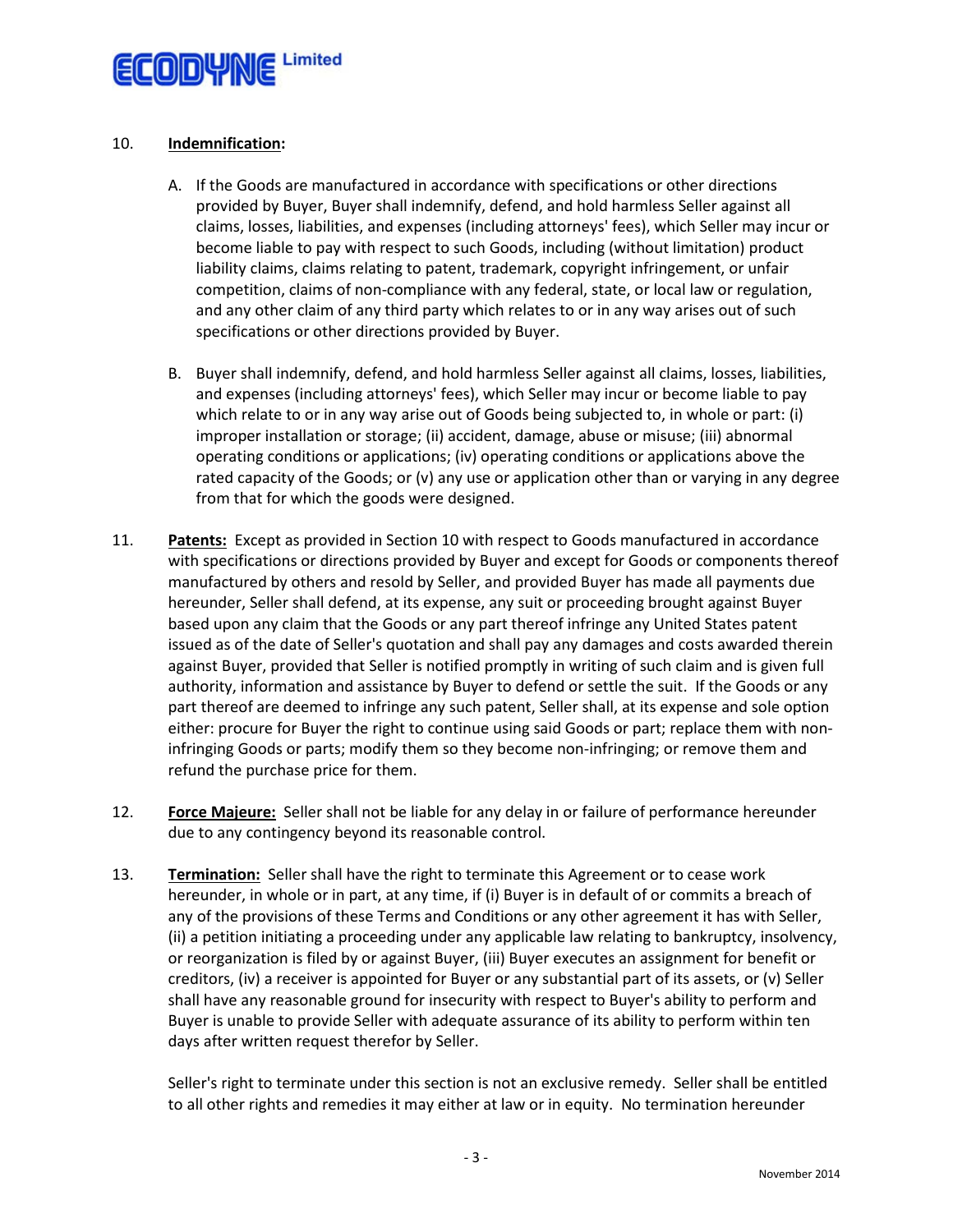10. **Indemnification:**

A. If the Goods are manufactured in accordance with specifications or other directions provided by Buyer, Buyer shall indemnify, defend, and hold harmless Seller against all claims, losses, liabilities, and expenses (including attorneys' fees), which Seller may incur or become liable to pay with respect to such Goods, including (without limitation) product liability claims, claims relating to patent, trademark, copyright infringement, or unfair competition, claims of non-compliance with any federal, state, or local law or regulation, and any other claim of any third party which relates to or in any way arises out of such specifications or other directions provided by Buyer.

B. Buyer shall indemnify, defend, and hold harmless Seller against all claims, losses, liabilities, and expenses (including attorneys' fees), which Seller may incur or become liable to pay which relate to or in any way arise out of Goods being subjected to, in whole or part: (i) improper installation or storage; (ii) accident, damage, abuse or misuse; (iii) abnormal operating conditions or applications; (iv) operating conditions or applications above the rated capacity of the Goods; or (v) any use or application other than or varying in any degree from that for which the goods were designed.

11. **Patents:** Except as provided in Section 10 with respect to Goods manufactured in accordance with specifications or directions provided by Buyer and except for Goods or components thereof manufactured by others and resold by Seller, and provided Buyer has made all payments due hereunder, Seller shall defend, at its expense, any suit or proceeding brought against Buyer based upon any claim that the Goods or any part thereof infringe any United States patent issued as of the date of Seller's quotation and shall pay any damages and costs awarded therein against Buyer, provided that Seller is notified promptly in writing of such claim and is given full authority, information and assistance by Buyer to defend or settle the suit. If the Goods or any part thereof are deemed to infringe any such patent, Seller shall, at its expense and sole option either: procure for Buyer the right to continue using said Goods or part; replace them with non-infringing Goods or parts; modify them so they become non-infringing; or remove them and refund the purchase price for them.

12. **Force Majeure:** Seller shall not be liable for any delay in or failure of performance hereunder due to any contingency beyond its reasonable control.

13. **Termination:** Seller shall have the right to terminate this Agreement or to cease work hereunder, in whole or in part, at any time, if (i) Buyer is in default of or commits a breach of any of the provisions of these Terms and Conditions or any other agreement it has with Seller, (ii) a petition initiating a proceeding under any applicable law relating to bankruptcy, insolvency, or reorganization is filed by or against Buyer, (iii) Buyer executes an assignment for benefit or creditors, (iv) a receiver is appointed for Buyer or any substantial part of its assets, or (v) Seller shall have any reasonable ground for insecurity with respect to Buyer's ability to perform and Buyer is unable to provide Seller with adequate assurance of its ability to perform within ten days after written request therefor by Seller.

Seller's right to terminate under this section is not an exclusive remedy. Seller shall be entitled to all other rights and remedies it may either at law or in equity. No termination hereunder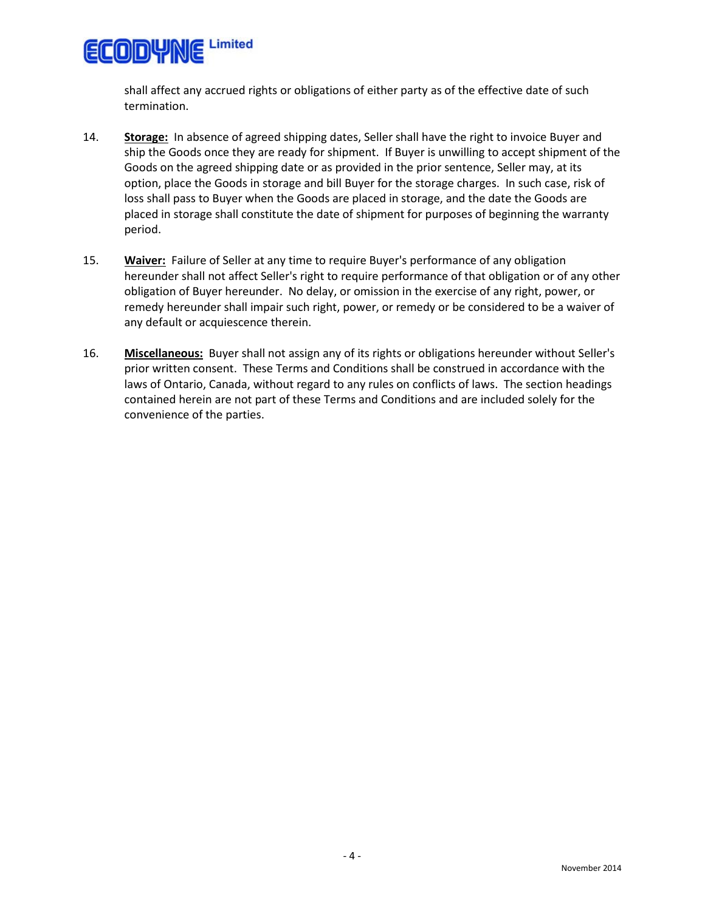shall affect any accrued rights or obligations of either party as of the effective date of such termination.

14. **Storage:** In absence of agreed shipping dates, Seller shall have the right to invoice Buyer and ship the Goods once they are ready for shipment. If Buyer is unwilling to accept shipment of the Goods on the agreed shipping date or as provided in the prior sentence, Seller may, at its option, place the Goods in storage and bill Buyer for the storage charges. In such case, risk of loss shall pass to Buyer when the Goods are placed in storage, and the date the Goods are placed in storage shall constitute the date of shipment for purposes of beginning the warranty period.

15. **Waiver:** Failure of Seller at any time to require Buyer's performance of any obligation hereunder shall not affect Seller's right to require performance of that obligation or of any other obligation of Buyer hereunder. No delay, or omission in the exercise of any right, power, or remedy hereunder shall impair such right, power, or remedy or be considered to be a waiver of any default or acquiescence therein.

16. **Miscellaneous:** Buyer shall not assign any of its rights or obligations hereunder without Seller's prior written consent. These Terms and Conditions shall be construed in accordance with the laws of Ontario, Canada, without regard to any rules on conflicts of laws. The section headings contained herein are not part of these Terms and Conditions and are included solely for the convenience of the parties.